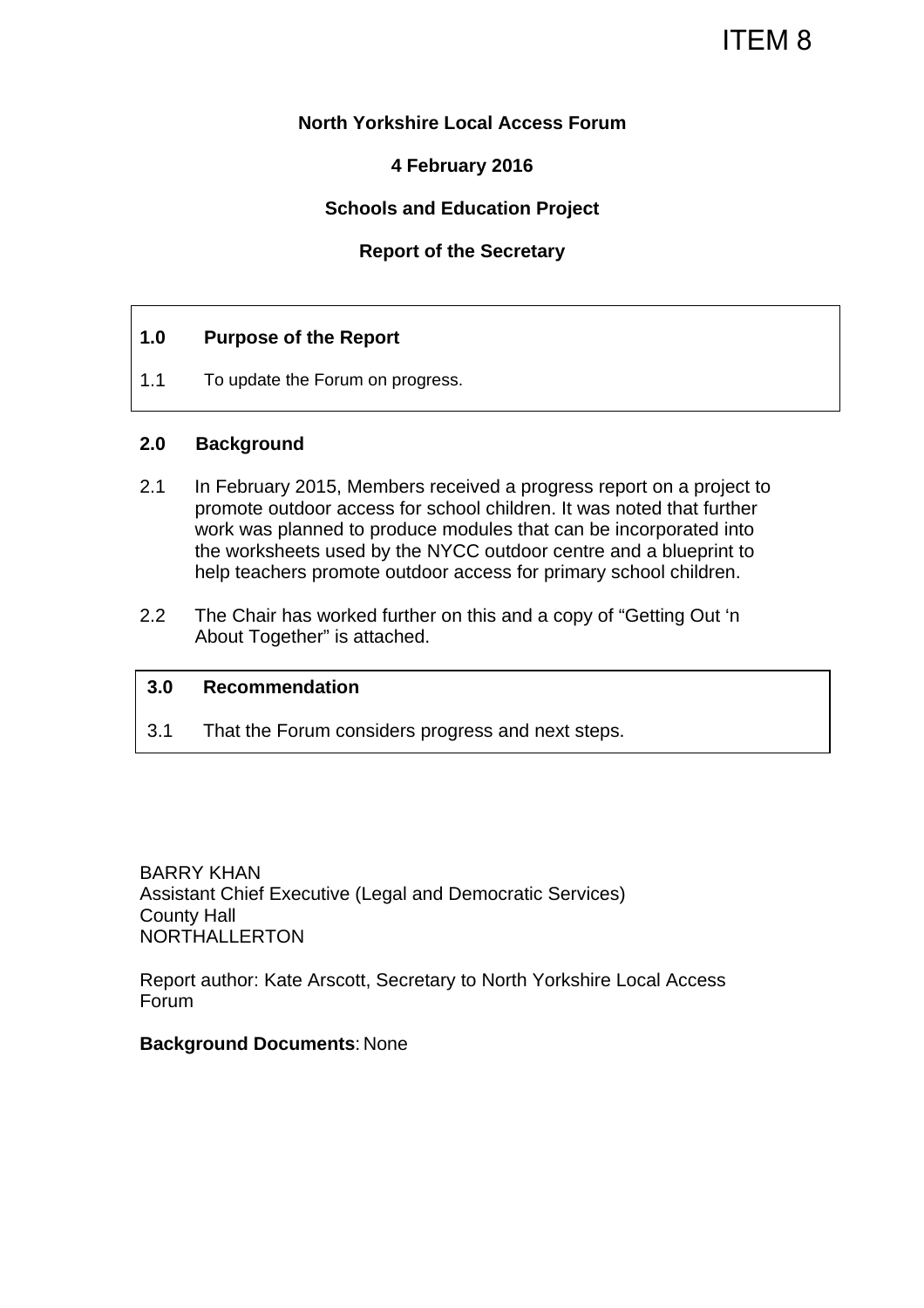ITEM 8

**North Yorkshire Local Access Forum**

**4 February 2016**

**Schools and Education Project**

**Report of the Secretary**

## 1.0 Purpose of the Report

1.1 To update the Forum on progress.

## 2.0 Background

2.1 In February 2015, Members received a progress report on a project to promote outdoor access for school children. It was noted that further work was planned to produce modules that can be incorporated into the worksheets used by the NYCC outdoor centre and a blueprint to help teachers promote outdoor access for primary school children.

2.2 The Chair has worked further on this and a copy of "Getting Out 'n About Together" is attached.

## 3.0 Recommendation

3.1 That the Forum considers progress and next steps.

BARRY KHAN
Assistant Chief Executive (Legal and Democratic Services)
County Hall
NORTHALLERTON

Report author: Kate Arscott, Secretary to North Yorkshire Local Access Forum

**Background Documents**: None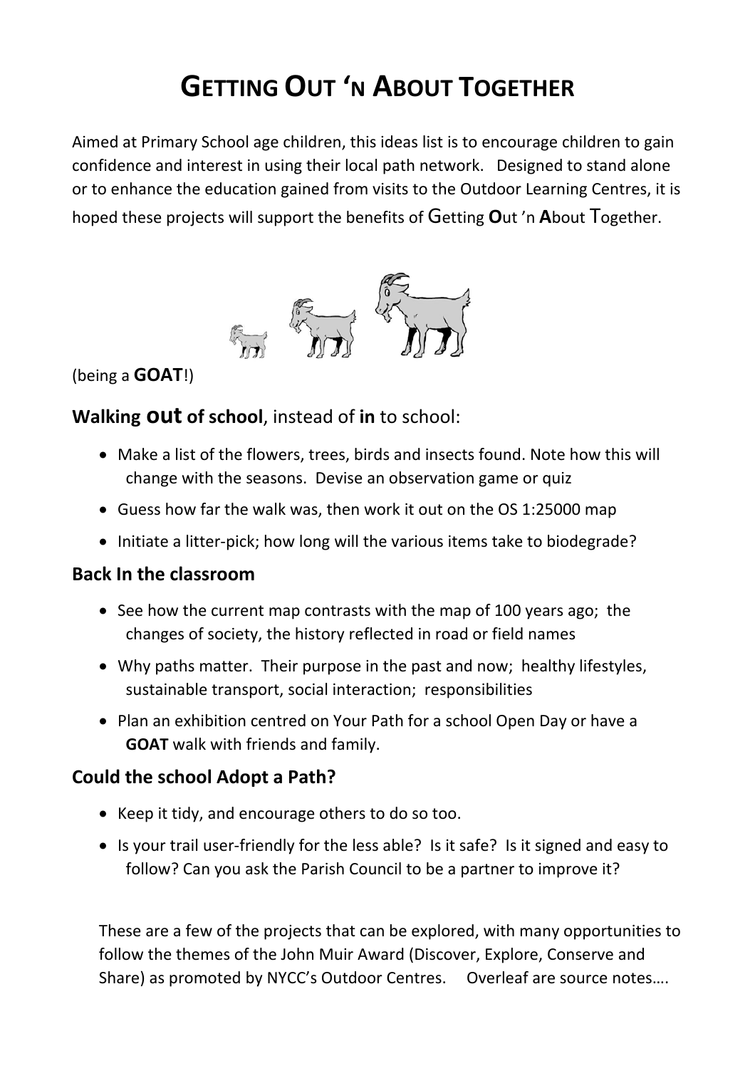# GETTING OUT 'N ABOUT TOGETHER

Aimed at Primary School age children, this ideas list is to encourage children to gain confidence and interest in using their local path network. Designed to stand alone or to enhance the education gained from visits to the Outdoor Learning Centres, it is hoped these projects will support the benefits of **G**etting **O**ut 'n **A**bout **T**ogether.

(being a **GOAT**!)

## **Walking out of school**, instead of **in** to school:

- Make a list of the flowers, trees, birds and insects found. Note how this will change with the seasons. Devise an observation game or quiz
- Guess how far the walk was, then work it out on the OS 1:25000 map
- Initiate a litter-pick; how long will the various items take to biodegrade?

## Back In the classroom

- See how the current map contrasts with the map of 100 years ago; the changes of society, the history reflected in road or field names
- Why paths matter. Their purpose in the past and now; healthy lifestyles, sustainable transport, social interaction; responsibilities
- Plan an exhibition centred on Your Path for a school Open Day or have a **GOAT** walk with friends and family.

## Could the school Adopt a Path?

- Keep it tidy, and encourage others to do so too.
- Is your trail user-friendly for the less able? Is it safe? Is it signed and easy to follow? Can you ask the Parish Council to be a partner to improve it?

These are a few of the projects that can be explored, with many opportunities to follow the themes of the John Muir Award (Discover, Explore, Conserve and Share) as promoted by NYCC's Outdoor Centres. Overleaf are source notes….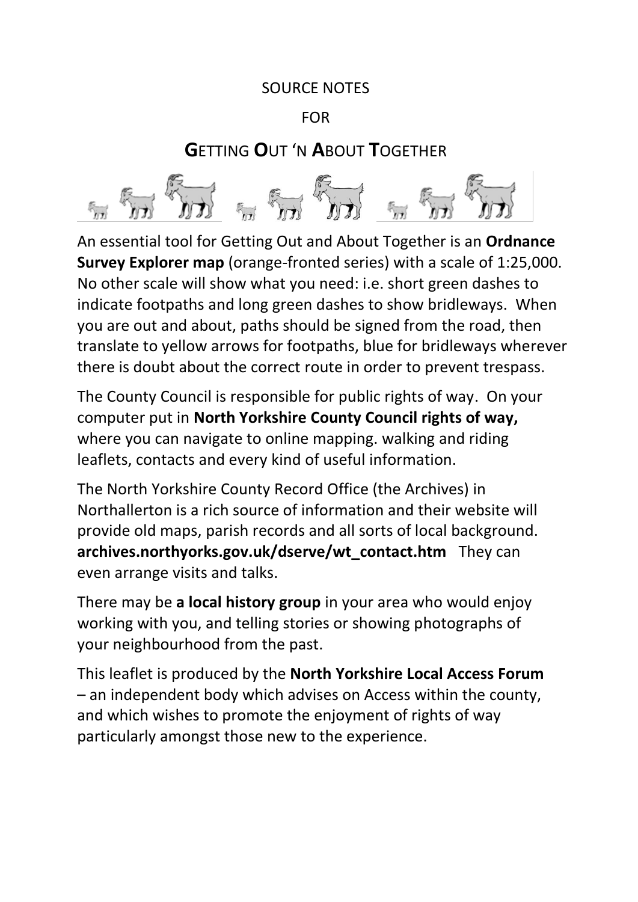SOURCE NOTES

FOR

# GETTING OUT 'N ABOUT TOGETHER

An essential tool for Getting Out and About Together is an **Ordnance Survey Explorer map** (orange-fronted series) with a scale of 1:25,000. No other scale will show what you need: i.e. short green dashes to indicate footpaths and long green dashes to show bridleways. When you are out and about, paths should be signed from the road, then translate to yellow arrows for footpaths, blue for bridleways wherever there is doubt about the correct route in order to prevent trespass.

The County Council is responsible for public rights of way. On your computer put in **North Yorkshire County Council rights of way,** where you can navigate to online mapping. walking and riding leaflets, contacts and every kind of useful information.

The North Yorkshire County Record Office (the Archives) in Northallerton is a rich source of information and their website will provide old maps, parish records and all sorts of local background. **archives.northyorks.gov.uk/dserve/wt_contact.htm** They can even arrange visits and talks.

There may be **a local history group** in your area who would enjoy working with you, and telling stories or showing photographs of your neighbourhood from the past.

This leaflet is produced by the **North Yorkshire Local Access Forum** – an independent body which advises on Access within the county, and which wishes to promote the enjoyment of rights of way particularly amongst those new to the experience.